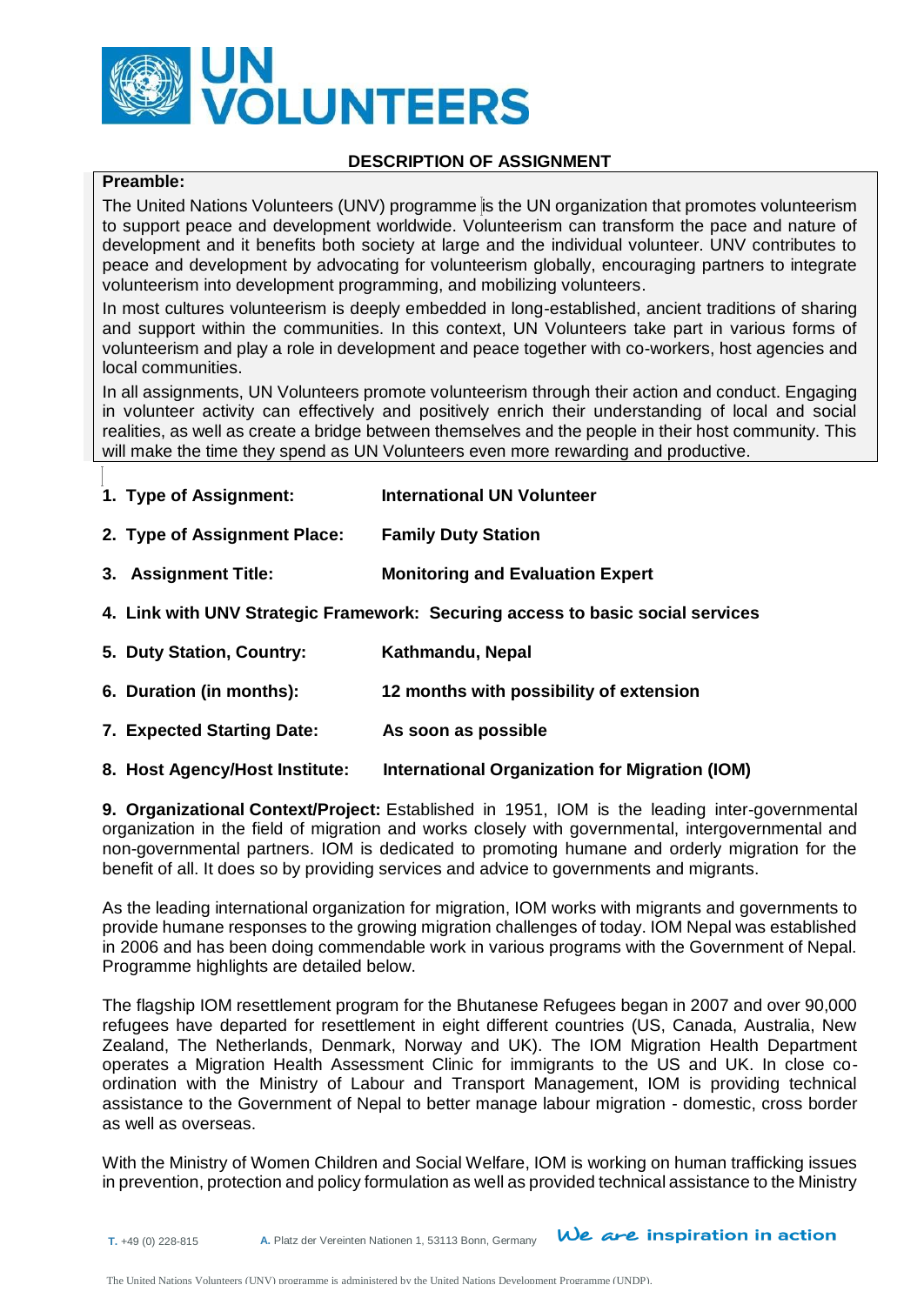# UN VOLUNTEERS

## DESCRIPTION OF ASSIGNMENT

**Preamble:**

The United Nations Volunteers (UNV) programme is the UN organization that promotes volunteerism to support peace and development worldwide. Volunteerism can transform the pace and nature of development and it benefits both society at large and the individual volunteer. UNV contributes to peace and development by advocating for volunteerism globally, encouraging partners to integrate volunteerism into development programming, and mobilizing volunteers.

In most cultures volunteerism is deeply embedded in long-established, ancient traditions of sharing and support within the communities. In this context, UN Volunteers take part in various forms of volunteerism and play a role in development and peace together with co-workers, host agencies and local communities.

In all assignments, UN Volunteers promote volunteerism through their action and conduct. Engaging in volunteer activity can effectively and positively enrich their understanding of local and social realities, as well as create a bridge between themselves and the people in their host community. This will make the time they spend as UN Volunteers even more rewarding and productive.

1. **Type of Assignment:** **International UN Volunteer**
2. **Type of Assignment Place:** **Family Duty Station**
3. **Assignment Title:** **Monitoring and Evaluation Expert**
4. **Link with UNV Strategic Framework: Securing access to basic social services**
5. **Duty Station, Country:** **Kathmandu, Nepal**
6. **Duration (in months):** **12 months with possibility of extension**
7. **Expected Starting Date:** **As soon as possible**
8. **Host Agency/Host Institute:** **International Organization for Migration (IOM)**

**9. Organizational Context/Project:** Established in 1951, IOM is the leading inter-governmental organization in the field of migration and works closely with governmental, intergovernmental and non-governmental partners. IOM is dedicated to promoting humane and orderly migration for the benefit of all. It does so by providing services and advice to governments and migrants.

As the leading international organization for migration, IOM works with migrants and governments to provide humane responses to the growing migration challenges of today. IOM Nepal was established in 2006 and has been doing commendable work in various programs with the Government of Nepal. Programme highlights are detailed below.

The flagship IOM resettlement program for the Bhutanese Refugees began in 2007 and over 90,000 refugees have departed for resettlement in eight different countries (US, Canada, Australia, New Zealand, The Netherlands, Denmark, Norway and UK). The IOM Migration Health Department operates a Migration Health Assessment Clinic for immigrants to the US and UK. In close co-ordination with the Ministry of Labour and Transport Management, IOM is providing technical assistance to the Government of Nepal to better manage labour migration - domestic, cross border as well as overseas.

With the Ministry of Women Children and Social Welfare, IOM is working on human trafficking issues in prevention, protection and policy formulation as well as provided technical assistance to the Ministry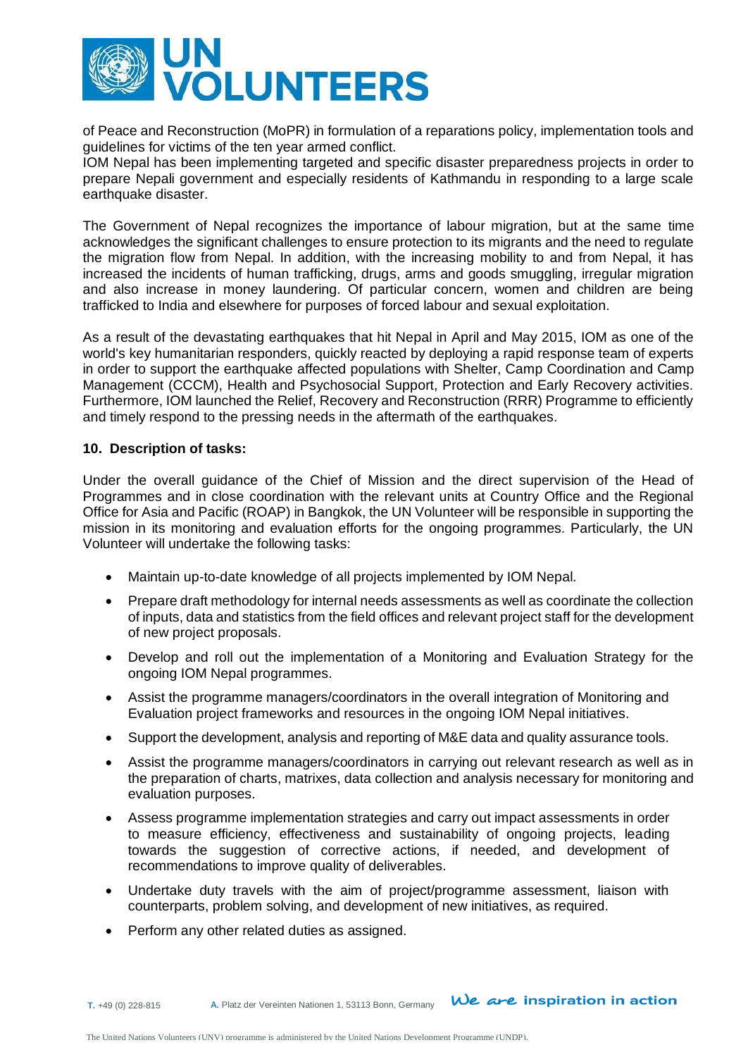of Peace and Reconstruction (MoPR) in formulation of a reparations policy, implementation tools and guidelines for victims of the ten year armed conflict.
IOM Nepal has been implementing targeted and specific disaster preparedness projects in order to prepare Nepali government and especially residents of Kathmandu in responding to a large scale earthquake disaster.

The Government of Nepal recognizes the importance of labour migration, but at the same time acknowledges the significant challenges to ensure protection to its migrants and the need to regulate the migration flow from Nepal. In addition, with the increasing mobility to and from Nepal, it has increased the incidents of human trafficking, drugs, arms and goods smuggling, irregular migration and also increase in money laundering. Of particular concern, women and children are being trafficked to India and elsewhere for purposes of forced labour and sexual exploitation.

As a result of the devastating earthquakes that hit Nepal in April and May 2015, IOM as one of the world's key humanitarian responders, quickly reacted by deploying a rapid response team of experts in order to support the earthquake affected populations with Shelter, Camp Coordination and Camp Management (CCCM), Health and Psychosocial Support, Protection and Early Recovery activities. Furthermore, IOM launched the Relief, Recovery and Reconstruction (RRR) Programme to efficiently and timely respond to the pressing needs in the aftermath of the earthquakes.

**10. Description of tasks:**

Under the overall guidance of the Chief of Mission and the direct supervision of the Head of Programmes and in close coordination with the relevant units at Country Office and the Regional Office for Asia and Pacific (ROAP) in Bangkok, the UN Volunteer will be responsible in supporting the mission in its monitoring and evaluation efforts for the ongoing programmes. Particularly, the UN Volunteer will undertake the following tasks:

- Maintain up-to-date knowledge of all projects implemented by IOM Nepal.
- Prepare draft methodology for internal needs assessments as well as coordinate the collection of inputs, data and statistics from the field offices and relevant project staff for the development of new project proposals.
- Develop and roll out the implementation of a Monitoring and Evaluation Strategy for the ongoing IOM Nepal programmes.
- Assist the programme managers/coordinators in the overall integration of Monitoring and Evaluation project frameworks and resources in the ongoing IOM Nepal initiatives.
- Support the development, analysis and reporting of M&E data and quality assurance tools.
- Assist the programme managers/coordinators in carrying out relevant research as well as in the preparation of charts, matrixes, data collection and analysis necessary for monitoring and evaluation purposes.
- Assess programme implementation strategies and carry out impact assessments in order to measure efficiency, effectiveness and sustainability of ongoing projects, leading towards the suggestion of corrective actions, if needed, and development of recommendations to improve quality of deliverables.
- Undertake duty travels with the aim of project/programme assessment, liaison with counterparts, problem solving, and development of new initiatives, as required.
- Perform any other related duties as assigned.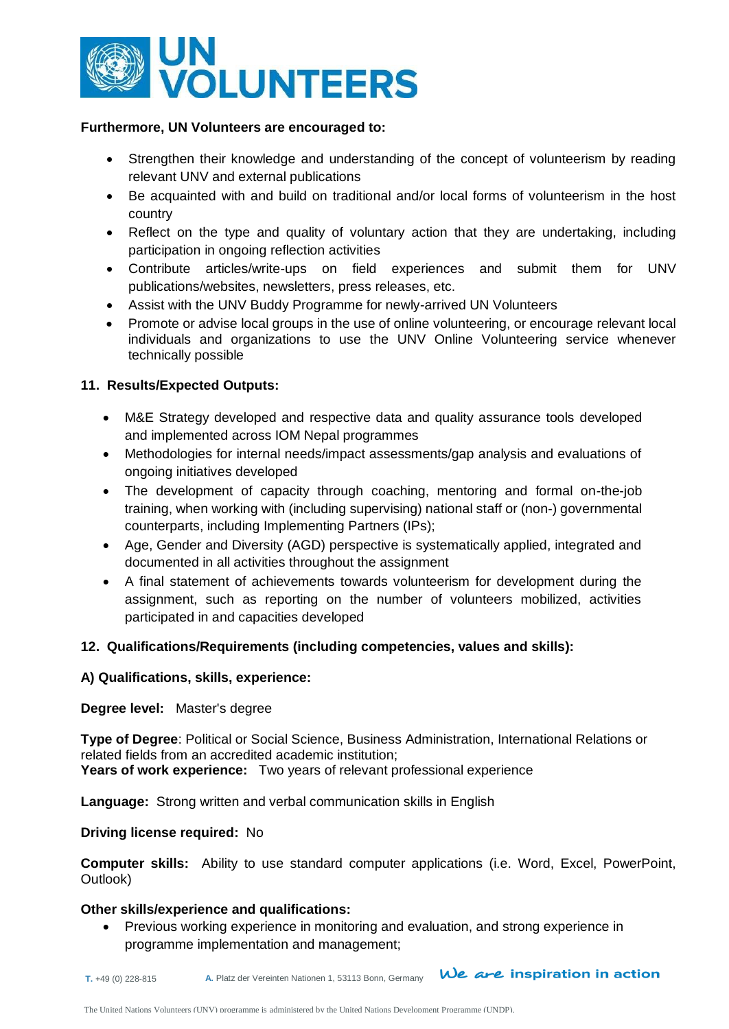**Furthermore, UN Volunteers are encouraged to:**

- Strengthen their knowledge and understanding of the concept of volunteerism by reading relevant UNV and external publications
- Be acquainted with and build on traditional and/or local forms of volunteerism in the host country
- Reflect on the type and quality of voluntary action that they are undertaking, including participation in ongoing reflection activities
- Contribute articles/write-ups on field experiences and submit them for UNV publications/websites, newsletters, press releases, etc.
- Assist with the UNV Buddy Programme for newly-arrived UN Volunteers
- Promote or advise local groups in the use of online volunteering, or encourage relevant local individuals and organizations to use the UNV Online Volunteering service whenever technically possible

**11. Results/Expected Outputs:**

- M&E Strategy developed and respective data and quality assurance tools developed and implemented across IOM Nepal programmes
- Methodologies for internal needs/impact assessments/gap analysis and evaluations of ongoing initiatives developed
- The development of capacity through coaching, mentoring and formal on-the-job training, when working with (including supervising) national staff or (non-) governmental counterparts, including Implementing Partners (IPs);
- Age, Gender and Diversity (AGD) perspective is systematically applied, integrated and documented in all activities throughout the assignment
- A final statement of achievements towards volunteerism for development during the assignment, such as reporting on the number of volunteers mobilized, activities participated in and capacities developed

**12. Qualifications/Requirements (including competencies, values and skills):**

**A) Qualifications, skills, experience:**

**Degree level:** Master's degree

**Type of Degree**: Political or Social Science, Business Administration, International Relations or related fields from an accredited academic institution;
**Years of work experience:** Two years of relevant professional experience

**Language:** Strong written and verbal communication skills in English

**Driving license required:** No

**Computer skills:** Ability to use standard computer applications (i.e. Word, Excel, PowerPoint, Outlook)

**Other skills/experience and qualifications:**

- Previous working experience in monitoring and evaluation, and strong experience in programme implementation and management;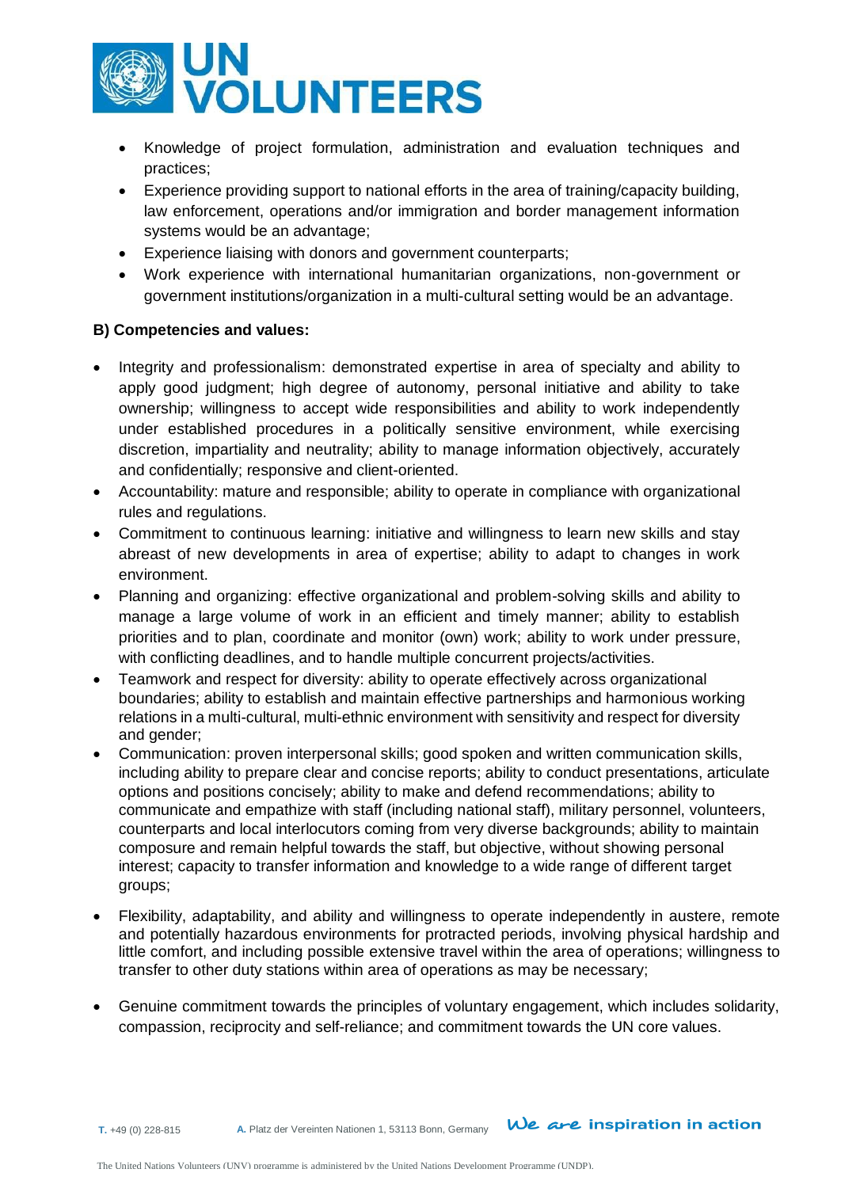- Knowledge of project formulation, administration and evaluation techniques and practices;
- Experience providing support to national efforts in the area of training/capacity building, law enforcement, operations and/or immigration and border management information systems would be an advantage;
- Experience liaising with donors and government counterparts;
- Work experience with international humanitarian organizations, non-government or government institutions/organization in a multi-cultural setting would be an advantage.

**B) Competencies and values:**

- Integrity and professionalism: demonstrated expertise in area of specialty and ability to apply good judgment; high degree of autonomy, personal initiative and ability to take ownership; willingness to accept wide responsibilities and ability to work independently under established procedures in a politically sensitive environment, while exercising discretion, impartiality and neutrality; ability to manage information objectively, accurately and confidentially; responsive and client-oriented.
- Accountability: mature and responsible; ability to operate in compliance with organizational rules and regulations.
- Commitment to continuous learning: initiative and willingness to learn new skills and stay abreast of new developments in area of expertise; ability to adapt to changes in work environment.
- Planning and organizing: effective organizational and problem-solving skills and ability to manage a large volume of work in an efficient and timely manner; ability to establish priorities and to plan, coordinate and monitor (own) work; ability to work under pressure, with conflicting deadlines, and to handle multiple concurrent projects/activities.
- Teamwork and respect for diversity: ability to operate effectively across organizational boundaries; ability to establish and maintain effective partnerships and harmonious working relations in a multi-cultural, multi-ethnic environment with sensitivity and respect for diversity and gender;
- Communication: proven interpersonal skills; good spoken and written communication skills, including ability to prepare clear and concise reports; ability to conduct presentations, articulate options and positions concisely; ability to make and defend recommendations; ability to communicate and empathize with staff (including national staff), military personnel, volunteers, counterparts and local interlocutors coming from very diverse backgrounds; ability to maintain composure and remain helpful towards the staff, but objective, without showing personal interest; capacity to transfer information and knowledge to a wide range of different target groups;
- Flexibility, adaptability, and ability and willingness to operate independently in austere, remote and potentially hazardous environments for protracted periods, involving physical hardship and little comfort, and including possible extensive travel within the area of operations; willingness to transfer to other duty stations within area of operations as may be necessary;
- Genuine commitment towards the principles of voluntary engagement, which includes solidarity, compassion, reciprocity and self-reliance; and commitment towards the UN core values.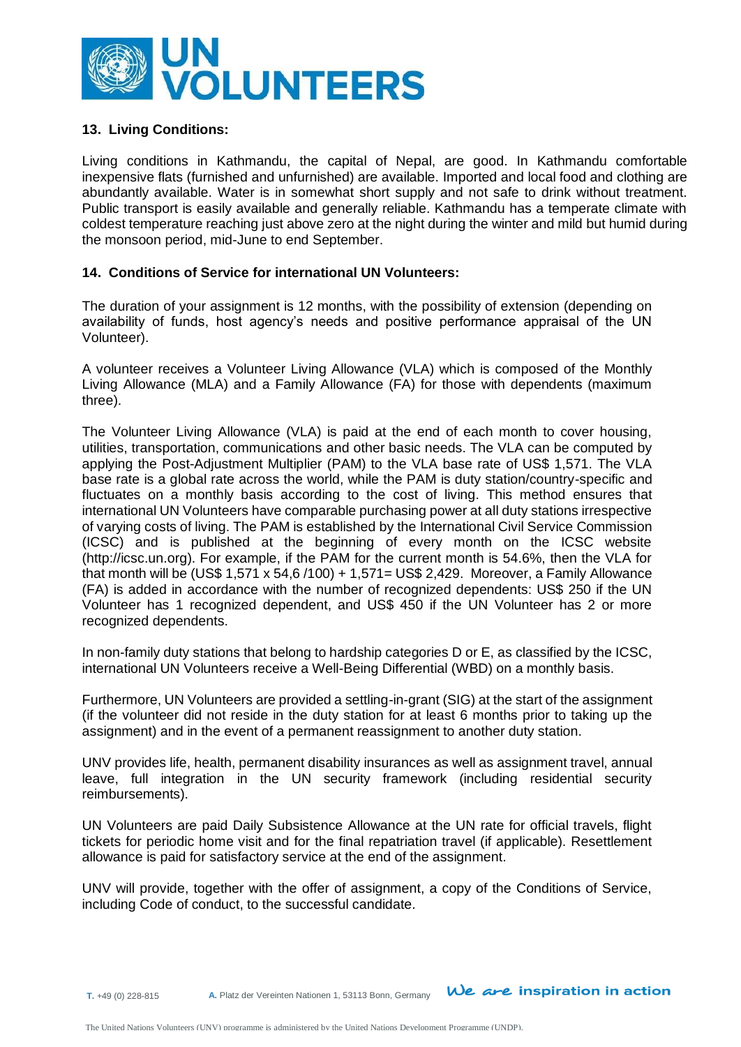## 13. Living Conditions:

Living conditions in Kathmandu, the capital of Nepal, are good. In Kathmandu comfortable inexpensive flats (furnished and unfurnished) are available. Imported and local food and clothing are abundantly available. Water is in somewhat short supply and not safe to drink without treatment. Public transport is easily available and generally reliable. Kathmandu has a temperate climate with coldest temperature reaching just above zero at the night during the winter and mild but humid during the monsoon period, mid-June to end September.

## 14. Conditions of Service for international UN Volunteers:

The duration of your assignment is 12 months, with the possibility of extension (depending on availability of funds, host agency's needs and positive performance appraisal of the UN Volunteer).

A volunteer receives a Volunteer Living Allowance (VLA) which is composed of the Monthly Living Allowance (MLA) and a Family Allowance (FA) for those with dependents (maximum three).

The Volunteer Living Allowance (VLA) is paid at the end of each month to cover housing, utilities, transportation, communications and other basic needs. The VLA can be computed by applying the Post-Adjustment Multiplier (PAM) to the VLA base rate of US$ 1,571. The VLA base rate is a global rate across the world, while the PAM is duty station/country-specific and fluctuates on a monthly basis according to the cost of living. This method ensures that international UN Volunteers have comparable purchasing power at all duty stations irrespective of varying costs of living. The PAM is established by the International Civil Service Commission (ICSC) and is published at the beginning of every month on the ICSC website (http://icsc.un.org). For example, if the PAM for the current month is 54.6%, then the VLA for that month will be (US$ 1,571 x 54,6 /100) + 1,571= US$ 2,429. Moreover, a Family Allowance (FA) is added in accordance with the number of recognized dependents: US$ 250 if the UN Volunteer has 1 recognized dependent, and US$ 450 if the UN Volunteer has 2 or more recognized dependents.

In non-family duty stations that belong to hardship categories D or E, as classified by the ICSC, international UN Volunteers receive a Well-Being Differential (WBD) on a monthly basis.

Furthermore, UN Volunteers are provided a settling-in-grant (SIG) at the start of the assignment (if the volunteer did not reside in the duty station for at least 6 months prior to taking up the assignment) and in the event of a permanent reassignment to another duty station.

UNV provides life, health, permanent disability insurances as well as assignment travel, annual leave, full integration in the UN security framework (including residential security reimbursements).

UN Volunteers are paid Daily Subsistence Allowance at the UN rate for official travels, flight tickets for periodic home visit and for the final repatriation travel (if applicable). Resettlement allowance is paid for satisfactory service at the end of the assignment.

UNV will provide, together with the offer of assignment, a copy of the Conditions of Service, including Code of conduct, to the successful candidate.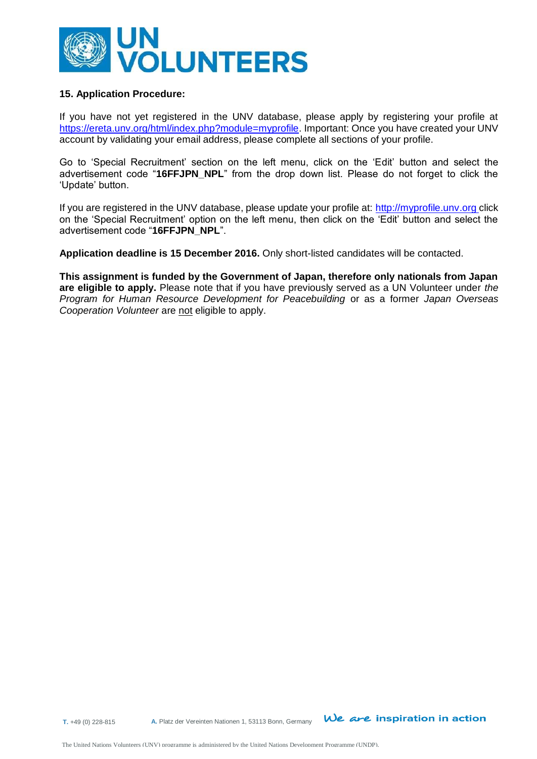**15. Application Procedure:**

If you have not yet registered in the UNV database, please apply by registering your profile at [https://ereta.unv.org/html/index.php?module=myprofile](https://ereta.unv.org/html/index.php?module=myprofile). Important: Once you have created your UNV account by validating your email address, please complete all sections of your profile.

Go to 'Special Recruitment' section on the left menu, click on the 'Edit' button and select the advertisement code "**16FFJPN_NPL**" from the drop down list. Please do not forget to click the 'Update' button.

If you are registered in the UNV database, please update your profile at: [http://myprofile.unv.org](http://myprofile.unv.org) click on the 'Special Recruitment' option on the left menu, then click on the 'Edit' button and select the advertisement code "**16FFJPN_NPL**".

**Application deadline is 15 December 2016.** Only short-listed candidates will be contacted.

**This assignment is funded by the Government of Japan, therefore only nationals from Japan are eligible to apply.** Please note that if you have previously served as a UN Volunteer under *the Program for Human Resource Development for Peacebuilding* or as a former *Japan Overseas Cooperation Volunteer* are <u>not</u> eligible to apply.